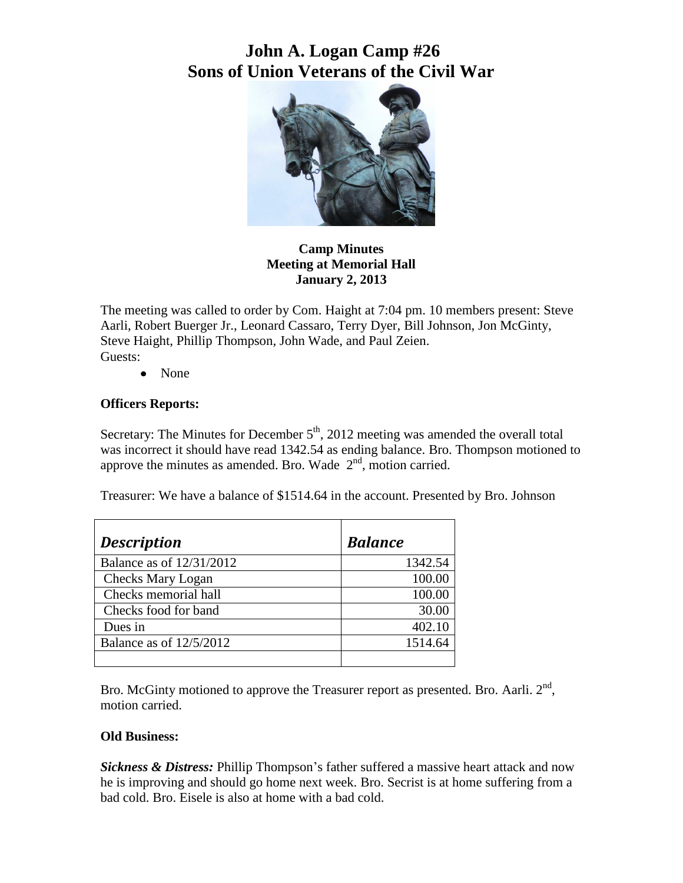# John A. Logan Camp #26
# Sons of Union Veterans of the Civil War

**Camp Minutes**
**Meeting at Memorial Hall**
**January 2, 2013**

The meeting was called to order by Com. Haight at 7:04 pm. 10 members present: Steve Aarli, Robert Buerger Jr., Leonard Cassaro, Terry Dyer, Bill Johnson, Jon McGinty, Steve Haight, Phillip Thompson, John Wade, and Paul Zeien.
Guests:

- None

**Officers Reports:**

Secretary: The Minutes for December 5th, 2012 meeting was amended the overall total was incorrect it should have read 1342.54 as ending balance. Bro. Thompson motioned to approve the minutes as amended. Bro. Wade 2nd, motion carried.

Treasurer: We have a balance of $1514.64 in the account. Presented by Bro. Johnson

| *Description* | *Balance* |
|---|---|
| Balance as of 12/31/2012 | 1342.54 |
| Checks Mary Logan | 100.00 |
| Checks memorial hall | 100.00 |
| Checks food for band | 30.00 |
| Dues in | 402.10 |
| Balance as of 12/5/2012 | 1514.64 |
| | |

Bro. McGinty motioned to approve the Treasurer report as presented. Bro. Aarli. 2nd, motion carried.

**Old Business:**

***Sickness & Distress:*** Phillip Thompson's father suffered a massive heart attack and now he is improving and should go home next week. Bro. Secrist is at home suffering from a bad cold. Bro. Eisele is also at home with a bad cold.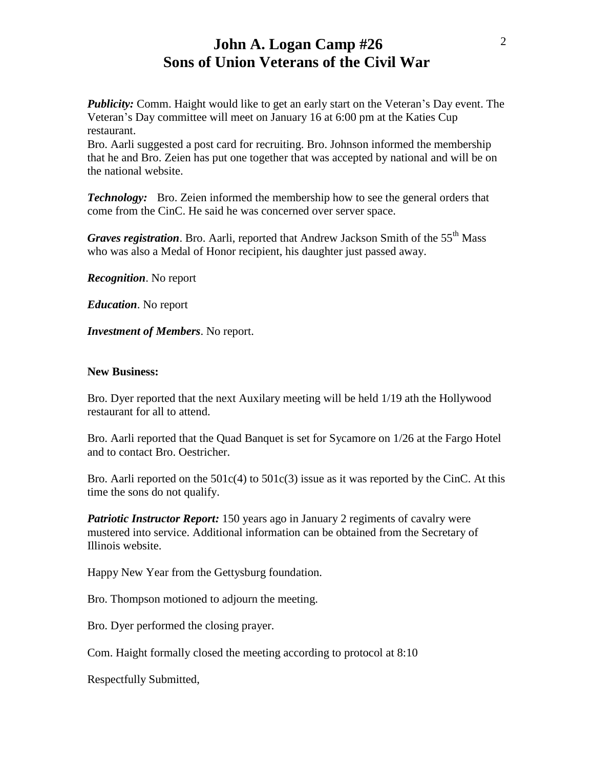# John A. Logan Camp #26
# Sons of Union Veterans of the Civil War

***Publicity:*** Comm. Haight would like to get an early start on the Veteran's Day event. The Veteran's Day committee will meet on January 16 at 6:00 pm at the Katies Cup restaurant.

Bro. Aarli suggested a post card for recruiting. Bro. Johnson informed the membership that he and Bro. Zeien has put one together that was accepted by national and will be on the national website.

***Technology:*** Bro. Zeien informed the membership how to see the general orders that come from the CinC. He said he was concerned over server space.

***Graves registration***. Bro. Aarli, reported that Andrew Jackson Smith of the 55th Mass who was also a Medal of Honor recipient, his daughter just passed away.

***Recognition***. No report

***Education***. No report

***Investment of Members***. No report.

**New Business:**

Bro. Dyer reported that the next Auxilary meeting will be held 1/19 ath the Hollywood restaurant for all to attend.

Bro. Aarli reported that the Quad Banquet is set for Sycamore on 1/26 at the Fargo Hotel and to contact Bro. Oestricher.

Bro. Aarli reported on the 501c(4) to 501c(3) issue as it was reported by the CinC. At this time the sons do not qualify.

***Patriotic Instructor Report:*** 150 years ago in January 2 regiments of cavalry were mustered into service. Additional information can be obtained from the Secretary of Illinois website.

Happy New Year from the Gettysburg foundation.

Bro. Thompson motioned to adjourn the meeting.

Bro. Dyer performed the closing prayer.

Com. Haight formally closed the meeting according to protocol at 8:10

Respectfully Submitted,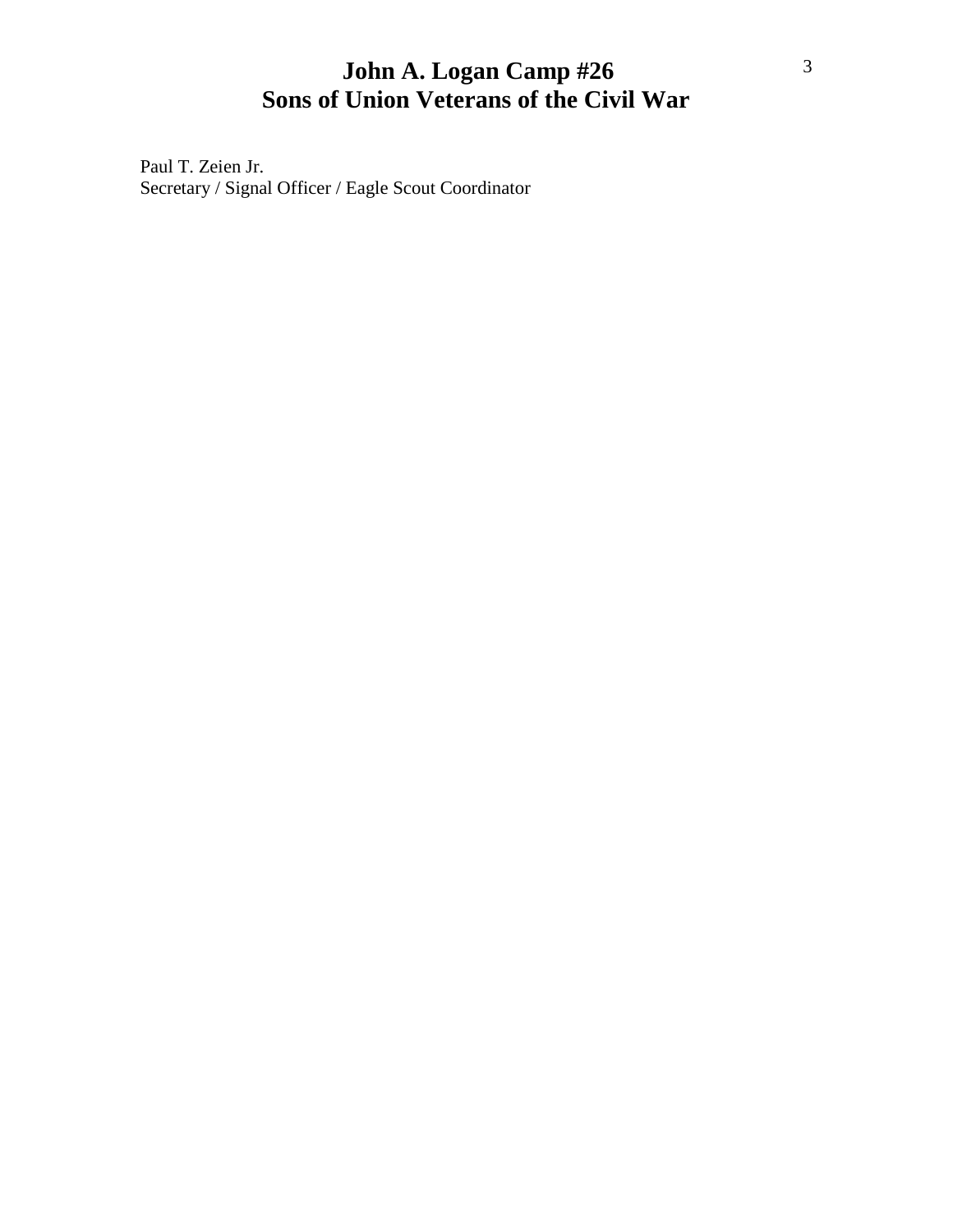# John A. Logan Camp #26
# Sons of Union Veterans of the Civil War

Paul T. Zeien Jr.
Secretary / Signal Officer / Eagle Scout Coordinator